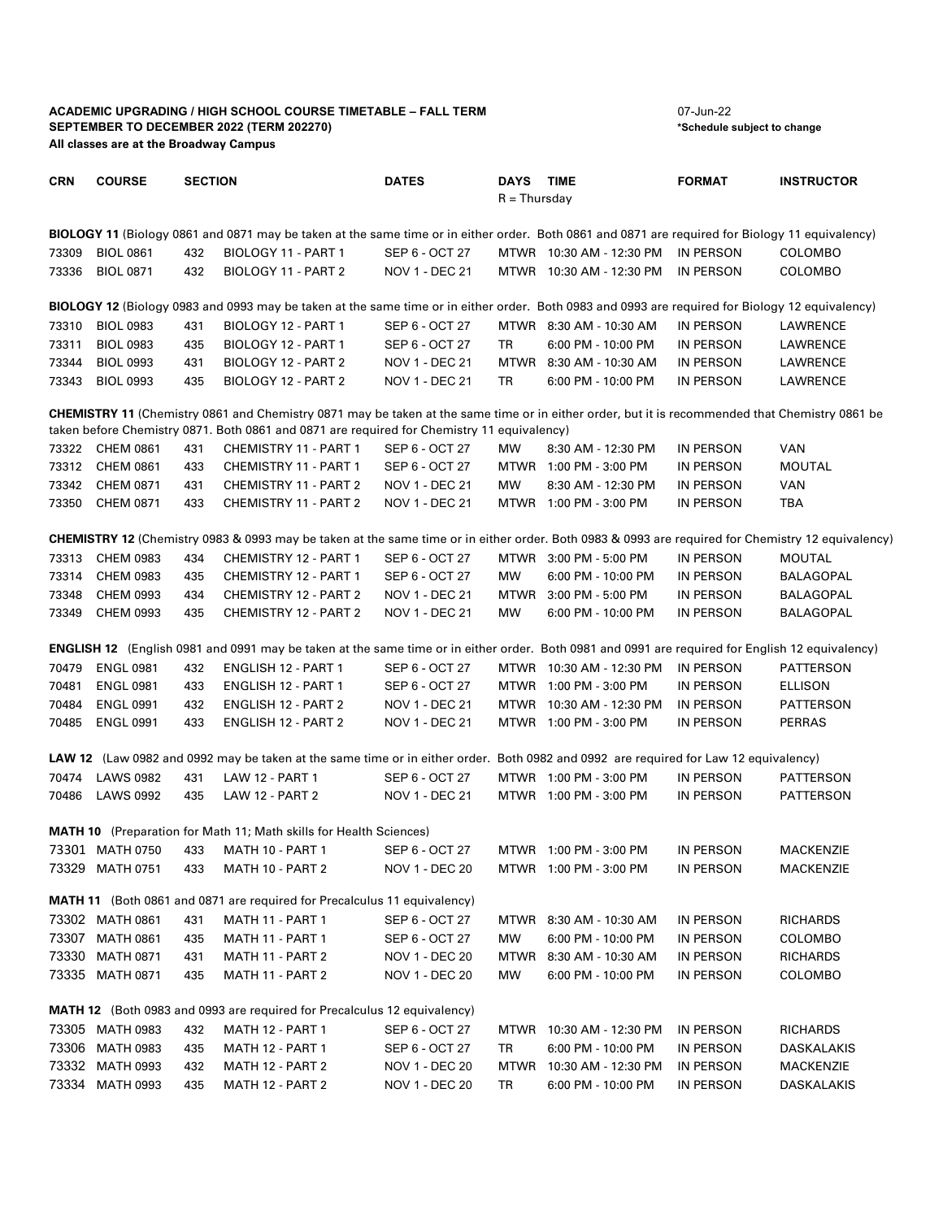**ACADEMIC UPGRADING / HIGH SCHOOL COURSE TIMETABLE – FALL TERM**
**SEPTEMBER TO DECEMBER 2022 (TERM 202270)**
**All classes are at the Broadway Campus**

07-Jun-22
***Schedule subject to change**

| CRN | COURSE | SECTION | | DATES | DAYS (R = Thursday) | TIME | FORMAT | INSTRUCTOR |
|---|---|---|---|---|---|---|---|---|
| **BIOLOGY 11** (Biology 0861 and 0871 may be taken at the same time or in either order. Both 0861 and 0871 are required for Biology 11 equivalency) | | | | | | | | |
| 73309 | BIOL 0861 | 432 | BIOLOGY 11 - PART 1 | SEP 6 - OCT 27 | MTWR | 10:30 AM - 12:30 PM | IN PERSON | COLOMBO |
| 73336 | BIOL 0871 | 432 | BIOLOGY 11 - PART 2 | NOV 1 - DEC 21 | MTWR | 10:30 AM - 12:30 PM | IN PERSON | COLOMBO |
| **BIOLOGY 12** (Biology 0983 and 0993 may be taken at the same time or in either order. Both 0983 and 0993 are required for Biology 12 equivalency) | | | | | | | | |
| 73310 | BIOL 0983 | 431 | BIOLOGY 12 - PART 1 | SEP 6 - OCT 27 | MTWR | 8:30 AM - 10:30 AM | IN PERSON | LAWRENCE |
| 73311 | BIOL 0983 | 435 | BIOLOGY 12 - PART 1 | SEP 6 - OCT 27 | TR | 6:00 PM - 10:00 PM | IN PERSON | LAWRENCE |
| 73344 | BIOL 0993 | 431 | BIOLOGY 12 - PART 2 | NOV 1 - DEC 21 | MTWR | 8:30 AM - 10:30 AM | IN PERSON | LAWRENCE |
| 73343 | BIOL 0993 | 435 | BIOLOGY 12 - PART 2 | NOV 1 - DEC 21 | TR | 6:00 PM - 10:00 PM | IN PERSON | LAWRENCE |
| **CHEMISTRY 11** (Chemistry 0861 and Chemistry 0871 may be taken at the same time or in either order, but it is recommended that Chemistry 0861 be taken before Chemistry 0871. Both 0861 and 0871 are required for Chemistry 11 equivalency) | | | | | | | | |
| 73322 | CHEM 0861 | 431 | CHEMISTRY 11 - PART 1 | SEP 6 - OCT 27 | MW | 8:30 AM - 12:30 PM | IN PERSON | VAN |
| 73312 | CHEM 0861 | 433 | CHEMISTRY 11 - PART 1 | SEP 6 - OCT 27 | MTWR | 1:00 PM - 3:00 PM | IN PERSON | MOUTAL |
| 73342 | CHEM 0871 | 431 | CHEMISTRY 11 - PART 2 | NOV 1 - DEC 21 | MW | 8:30 AM - 12:30 PM | IN PERSON | VAN |
| 73350 | CHEM 0871 | 433 | CHEMISTRY 11 - PART 2 | NOV 1 - DEC 21 | MTWR | 1:00 PM - 3:00 PM | IN PERSON | TBA |
| **CHEMISTRY 12** (Chemistry 0983 & 0993 may be taken at the same time or in either order. Both 0983 & 0993 are required for Chemistry 12 equivalency) | | | | | | | | |
| 73313 | CHEM 0983 | 434 | CHEMISTRY 12 - PART 1 | SEP 6 - OCT 27 | MTWR | 3:00 PM - 5:00 PM | IN PERSON | MOUTAL |
| 73314 | CHEM 0983 | 435 | CHEMISTRY 12 - PART 1 | SEP 6 - OCT 27 | MW | 6:00 PM - 10:00 PM | IN PERSON | BALAGOPAL |
| 73348 | CHEM 0993 | 434 | CHEMISTRY 12 - PART 2 | NOV 1 - DEC 21 | MTWR | 3:00 PM - 5:00 PM | IN PERSON | BALAGOPAL |
| 73349 | CHEM 0993 | 435 | CHEMISTRY 12 - PART 2 | NOV 1 - DEC 21 | MW | 6:00 PM - 10:00 PM | IN PERSON | BALAGOPAL |
| **ENGLISH 12** (English 0981 and 0991 may be taken at the same time or in either order. Both 0981 and 0991 are required for English 12 equivalency) | | | | | | | | |
| 70479 | ENGL 0981 | 432 | ENGLISH 12 - PART 1 | SEP 6 - OCT 27 | MTWR | 10:30 AM - 12:30 PM | IN PERSON | PATTERSON |
| 70481 | ENGL 0981 | 433 | ENGLISH 12 - PART 1 | SEP 6 - OCT 27 | MTWR | 1:00 PM - 3:00 PM | IN PERSON | ELLISON |
| 70484 | ENGL 0991 | 432 | ENGLISH 12 - PART 2 | NOV 1 - DEC 21 | MTWR | 10:30 AM - 12:30 PM | IN PERSON | PATTERSON |
| 70485 | ENGL 0991 | 433 | ENGLISH 12 - PART 2 | NOV 1 - DEC 21 | MTWR | 1:00 PM - 3:00 PM | IN PERSON | PERRAS |
| **LAW 12** (Law 0982 and 0992 may be taken at the same time or in either order. Both 0982 and 0992 are required for Law 12 equivalency) | | | | | | | | |
| 70474 | LAWS 0982 | 431 | LAW 12 - PART 1 | SEP 6 - OCT 27 | MTWR | 1:00 PM - 3:00 PM | IN PERSON | PATTERSON |
| 70486 | LAWS 0992 | 435 | LAW 12 - PART 2 | NOV 1 - DEC 21 | MTWR | 1:00 PM - 3:00 PM | IN PERSON | PATTERSON |
| **MATH 10** (Preparation for Math 11; Math skills for Health Sciences) | | | | | | | | |
| 73301 | MATH 0750 | 433 | MATH 10 - PART 1 | SEP 6 - OCT 27 | MTWR | 1:00 PM - 3:00 PM | IN PERSON | MACKENZIE |
| 73329 | MATH 0751 | 433 | MATH 10 - PART 2 | NOV 1 - DEC 20 | MTWR | 1:00 PM - 3:00 PM | IN PERSON | MACKENZIE |
| **MATH 11** (Both 0861 and 0871 are required for Precalculus 11 equivalency) | | | | | | | | |
| 73302 | MATH 0861 | 431 | MATH 11 - PART 1 | SEP 6 - OCT 27 | MTWR | 8:30 AM - 10:30 AM | IN PERSON | RICHARDS |
| 73307 | MATH 0861 | 435 | MATH 11 - PART 1 | SEP 6 - OCT 27 | MW | 6:00 PM - 10:00 PM | IN PERSON | COLOMBO |
| 73330 | MATH 0871 | 431 | MATH 11 - PART 2 | NOV 1 - DEC 20 | MTWR | 8:30 AM - 10:30 AM | IN PERSON | RICHARDS |
| 73335 | MATH 0871 | 435 | MATH 11 - PART 2 | NOV 1 - DEC 20 | MW | 6:00 PM - 10:00 PM | IN PERSON | COLOMBO |
| **MATH 12** (Both 0983 and 0993 are required for Precalculus 12 equivalency) | | | | | | | | |
| 73305 | MATH 0983 | 432 | MATH 12 - PART 1 | SEP 6 - OCT 27 | MTWR | 10:30 AM - 12:30 PM | IN PERSON | RICHARDS |
| 73306 | MATH 0983 | 435 | MATH 12 - PART 1 | SEP 6 - OCT 27 | TR | 6:00 PM - 10:00 PM | IN PERSON | DASKALAKIS |
| 73332 | MATH 0993 | 432 | MATH 12 - PART 2 | NOV 1 - DEC 20 | MTWR | 10:30 AM - 12:30 PM | IN PERSON | MACKENZIE |
| 73334 | MATH 0993 | 435 | MATH 12 - PART 2 | NOV 1 - DEC 20 | TR | 6:00 PM - 10:00 PM | IN PERSON | DASKALAKIS |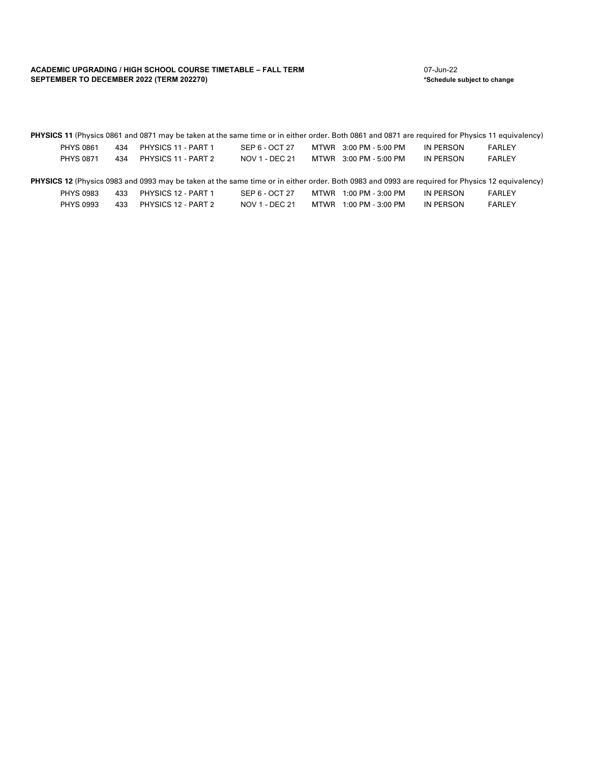**PHYSICS 11** (Physics 0861 and 0871 may be taken at the same time or in either order. Both 0861 and 0871 are required for Physics 11 equivalency)

| | | | | | | | |
|---|---|---|---|---|---|---|---|
| PHYS 0861 | 434 | PHYSICS 11 - PART 1 | SEP 6 - OCT 27 | MTWR | 3:00 PM - 5:00 PM | IN PERSON | FARLEY |
| PHYS 0871 | 434 | PHYSICS 11 - PART 2 | NOV 1 - DEC 21 | MTWR | 3:00 PM - 5:00 PM | IN PERSON | FARLEY |

**PHYSICS 12** (Physics 0983 and 0993 may be taken at the same time or in either order. Both 0983 and 0993 are required for Physics 12 equivalency)

| | | | | | | | |
|---|---|---|---|---|---|---|---|
| PHYS 0983 | 433 | PHYSICS 12 - PART 1 | SEP 6 - OCT 27 | MTWR | 1:00 PM - 3:00 PM | IN PERSON | FARLEY |
| PHYS 0993 | 433 | PHYSICS 12 - PART 2 | NOV 1 - DEC 21 | MTWR | 1:00 PM - 3:00 PM | IN PERSON | FARLEY |